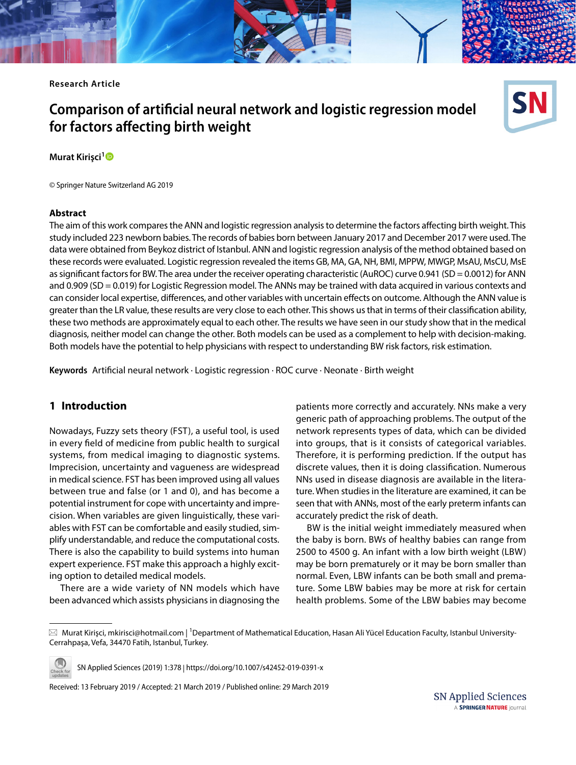Research Article

# Comparison of artificial neural network and logistic regression model for factors affecting birth weight

**Murat Kirişci**[1]

© Springer Nature Switzerland AG 2019

## Abstract

The aim of this work compares the ANN and logistic regression analysis to determine the factors affecting birth weight. This study included 223 newborn babies. The records of babies born between January 2017 and December 2017 were used. The data were obtained from Beykoz district of Istanbul. ANN and logistic regression analysis of the method obtained based on these records were evaluated. Logistic regression revealed the items GB, MA, GA, NH, BMI, MPPW, MWGP, MsAU, MsCU, MsE as significant factors for BW. The area under the receiver operating characteristic (AuROC) curve 0.941 (SD = 0.0012) for ANN and 0.909 (SD = 0.019) for Logistic Regression model. The ANNs may be trained with data acquired in various contexts and can consider local expertise, differences, and other variables with uncertain effects on outcome. Although the ANN value is greater than the LR value, these results are very close to each other. This shows us that in terms of their classification ability, these two methods are approximately equal to each other. The results we have seen in our study show that in the medical diagnosis, neither model can change the other. Both models can be used as a complement to help with decision-making. Both models have the potential to help physicians with respect to understanding BW risk factors, risk estimation.

**Keywords** Artificial neural network · Logistic regression · ROC curve · Neonate · Birth weight

## 1 Introduction

Nowadays, Fuzzy sets theory (FST), a useful tool, is used in every field of medicine from public health to surgical systems, from medical imaging to diagnostic systems. Imprecision, uncertainty and vagueness are widespread in medical science. FST has been improved using all values between true and false (or 1 and 0), and has become a potential instrument for cope with uncertainty and imprecision. When variables are given linguistically, these variables with FST can be comfortable and easily studied, simplify understandable, and reduce the computational costs. There is also the capability to build systems into human expert experience. FST make this approach a highly exciting option to detailed medical models.

There are a wide variety of NN models which have been advanced which assists physicians in diagnosing the patients more correctly and accurately. NNs make a very generic path of approaching problems. The output of the network represents types of data, which can be divided into groups, that is it consists of categorical variables. Therefore, it is performing prediction. If the output has discrete values, then it is doing classification. Numerous NNs used in disease diagnosis are available in the literature. When studies in the literature are examined, it can be seen that with ANNs, most of the early preterm infants can accurately predict the risk of death.

BW is the initial weight immediately measured when the baby is born. BWs of healthy babies can range from 2500 to 4500 g. An infant with a low birth weight (LBW) may be born prematurely or it may be born smaller than normal. Even, LBW infants can be both small and premature. Some LBW babies may be more at risk for certain health problems. Some of the LBW babies may become

---

Murat Kirişci, mkirisci@hotmail.com | [1]Department of Mathematical Education, Hasan Ali Yücel Education Faculty, Istanbul University-Cerrahpaşa, Vefa, 34470 Fatih, Istanbul, Turkey.

SN Applied Sciences (2019) 1:378 | https://doi.org/10.1007/s42452-019-0391-x

Received: 13 February 2019 / Accepted: 21 March 2019 / Published online: 29 March 2019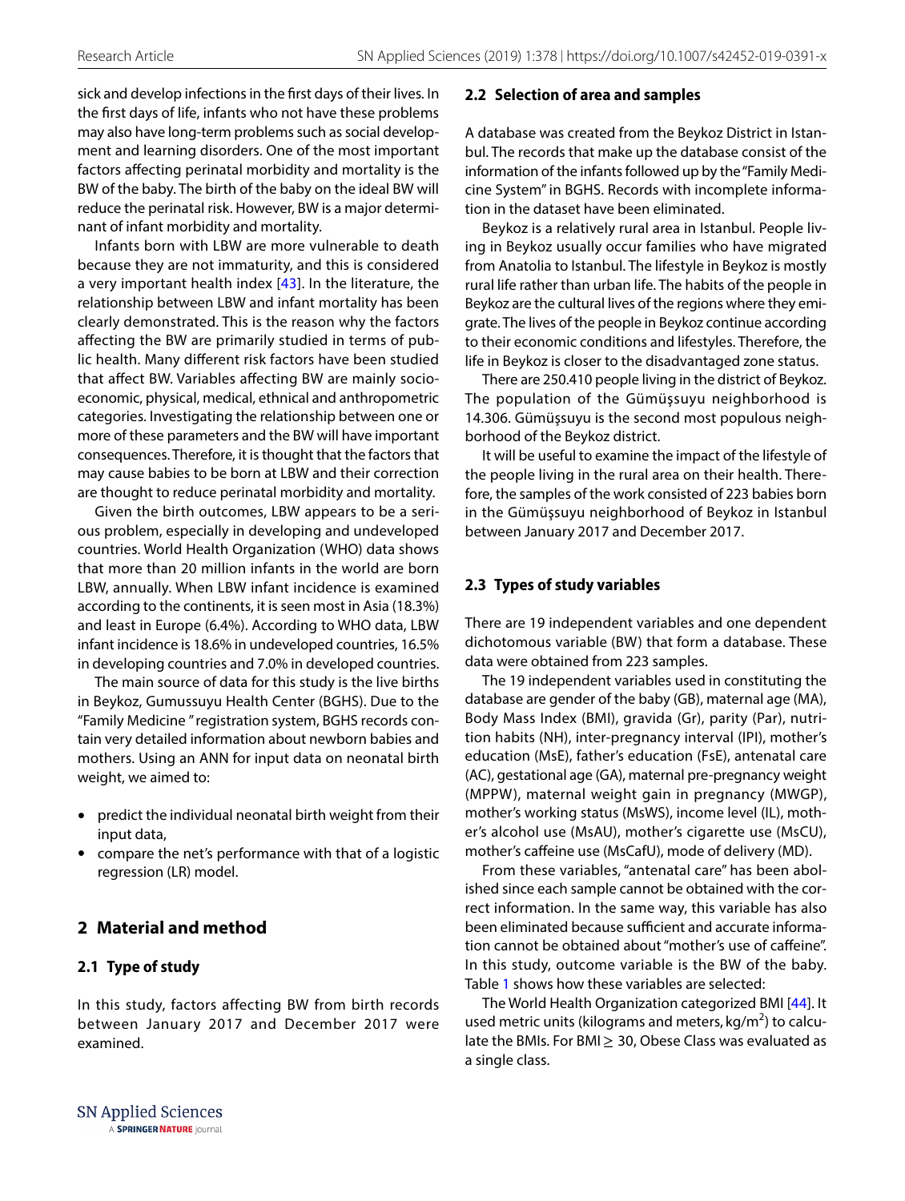sick and develop infections in the first days of their lives. In the first days of life, infants who not have these problems may also have long-term problems such as social development and learning disorders. One of the most important factors affecting perinatal morbidity and mortality is the BW of the baby. The birth of the baby on the ideal BW will reduce the perinatal risk. However, BW is a major determinant of infant morbidity and mortality.

Infants born with LBW are more vulnerable to death because they are not immaturity, and this is considered a very important health index [43]. In the literature, the relationship between LBW and infant mortality has been clearly demonstrated. This is the reason why the factors affecting the BW are primarily studied in terms of public health. Many different risk factors have been studied that affect BW. Variables affecting BW are mainly socio-economic, physical, medical, ethnical and anthropometric categories. Investigating the relationship between one or more of these parameters and the BW will have important consequences. Therefore, it is thought that the factors that may cause babies to be born at LBW and their correction are thought to reduce perinatal morbidity and mortality.

Given the birth outcomes, LBW appears to be a serious problem, especially in developing and undeveloped countries. World Health Organization (WHO) data shows that more than 20 million infants in the world are born LBW, annually. When LBW infant incidence is examined according to the continents, it is seen most in Asia (18.3%) and least in Europe (6.4%). According to WHO data, LBW infant incidence is 18.6% in undeveloped countries, 16.5% in developing countries and 7.0% in developed countries.

The main source of data for this study is the live births in Beykoz, Gumussuyu Health Center (BGHS). Due to the "Family Medicine " registration system, BGHS records contain very detailed information about newborn babies and mothers. Using an ANN for input data on neonatal birth weight, we aimed to:

- predict the individual neonatal birth weight from their input data,
- compare the net's performance with that of a logistic regression (LR) model.

## 2 Material and method

### 2.1 Type of study

In this study, factors affecting BW from birth records between January 2017 and December 2017 were examined.

### 2.2 Selection of area and samples

A database was created from the Beykoz District in Istanbul. The records that make up the database consist of the information of the infants followed up by the "Family Medicine System" in BGHS. Records with incomplete information in the dataset have been eliminated.

Beykoz is a relatively rural area in Istanbul. People living in Beykoz usually occur families who have migrated from Anatolia to Istanbul. The lifestyle in Beykoz is mostly rural life rather than urban life. The habits of the people in Beykoz are the cultural lives of the regions where they emigrate. The lives of the people in Beykoz continue according to their economic conditions and lifestyles. Therefore, the life in Beykoz is closer to the disadvantaged zone status.

There are 250.410 people living in the district of Beykoz. The population of the Gümüşsuyu neighborhood is 14.306. Gümüşsuyu is the second most populous neighborhood of the Beykoz district.

It will be useful to examine the impact of the lifestyle of the people living in the rural area on their health. Therefore, the samples of the work consisted of 223 babies born in the Gümüşsuyu neighborhood of Beykoz in Istanbul between January 2017 and December 2017.

### 2.3 Types of study variables

There are 19 independent variables and one dependent dichotomous variable (BW) that form a database. These data were obtained from 223 samples.

The 19 independent variables used in constituting the database are gender of the baby (GB), maternal age (MA), Body Mass Index (BMI), gravida (Gr), parity (Par), nutrition habits (NH), inter-pregnancy interval (IPI), mother's education (MsE), father's education (FsE), antenatal care (AC), gestational age (GA), maternal pre-pregnancy weight (MPPW), maternal weight gain in pregnancy (MWGP), mother's working status (MsWS), income level (IL), mother's alcohol use (MsAU), mother's cigarette use (MsCU), mother's caffeine use (MsCafU), mode of delivery (MD).

From these variables, "antenatal care" has been abolished since each sample cannot be obtained with the correct information. In the same way, this variable has also been eliminated because sufficient and accurate information cannot be obtained about "mother's use of caffeine". In this study, outcome variable is the BW of the baby. Table 1 shows how these variables are selected:

The World Health Organization categorized BMI [44]. It used metric units (kilograms and meters, $kg/m^2$) to calculate the BMIs. For BMI $\geq$ 30, Obese Class was evaluated as a single class.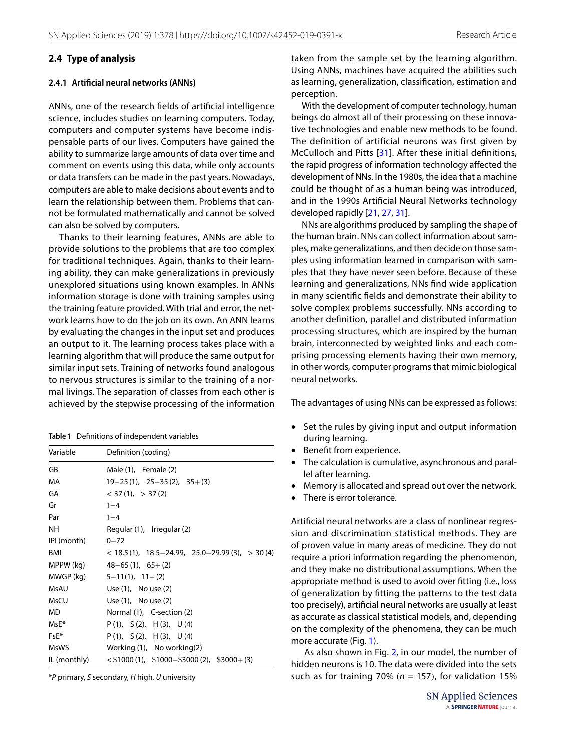### 2.4 Type of analysis

#### 2.4.1 Artificial neural networks (ANNs)

ANNs, one of the research fields of artificial intelligence science, includes studies on learning computers. Today, computers and computer systems have become indispensable parts of our lives. Computers have gained the ability to summarize large amounts of data over time and comment on events using this data, while only accounts or data transfers can be made in the past years. Nowadays, computers are able to make decisions about events and to learn the relationship between them. Problems that cannot be formulated mathematically and cannot be solved can also be solved by computers.

Thanks to their learning features, ANNs are able to provide solutions to the problems that are too complex for traditional techniques. Again, thanks to their learning ability, they can make generalizations in previously unexplored situations using known examples. In ANNs information storage is done with training samples using the training feature provided. With trial and error, the network learns how to do the job on its own. An ANN learns by evaluating the changes in the input set and produces an output to it. The learning process takes place with a learning algorithm that will produce the same output for similar input sets. Training of networks found analogous to nervous structures is similar to the training of a normal livings. The separation of classes from each other is achieved by the stepwise processing of the information taken from the sample set by the learning algorithm. Using ANNs, machines have acquired the abilities such as learning, generalization, classification, estimation and perception.

**Table 1** Definitions of independent variables

| Variable | Definition (coding) |
|---|---|
| GB | Male (1), Female (2) |
| MA | 19−25 (1), 25−35 (2), 35+ (3) |
| GA | < 37 (1), > 37 (2) |
| Gr | 1−4 |
| Par | 1−4 |
| NH | Regular (1), Irregular (2) |
| IPI (month) | 0−72 |
| BMI | < 18.5 (1), 18.5−24.99, 25.0−29.99 (3), > 30 (4) |
| MPPW (kg) | 48−65 (1), 65+ (2) |
| MWGP (kg) | 5−11(1), 11+ (2) |
| MsAU | Use (1), No use (2) |
| MsCU | Use (1), No use (2) |
| MD | Normal (1), C-section (2) |
| MsE* | P (1), S (2), H (3), U (4) |
| FsE* | P (1), S (2), H (3), U (4) |
| MsWS | Working (1), No working(2) |
| IL (monthly) | < $1000 (1), $1000−$3000 (2), $3000+ (3) |

**P* primary, *S* secondary, *H* high, *U* university

With the development of computer technology, human beings do almost all of their processing on these innovative technologies and enable new methods to be found. The definition of artificial neurons was first given by McCulloch and Pitts [31]. After these initial definitions, the rapid progress of information technology affected the development of NNs. In the 1980s, the idea that a machine could be thought of as a human being was introduced, and in the 1990s Artificial Neural Networks technology developed rapidly [21, 27, 31].

NNs are algorithms produced by sampling the shape of the human brain. NNs can collect information about samples, make generalizations, and then decide on those samples using information learned in comparison with samples that they have never seen before. Because of these learning and generalizations, NNs find wide application in many scientific fields and demonstrate their ability to solve complex problems successfully. NNs according to another definition, parallel and distributed information processing structures, which are inspired by the human brain, interconnected by weighted links and each comprising processing elements having their own memory, in other words, computer programs that mimic biological neural networks.

The advantages of using NNs can be expressed as follows:

- Set the rules by giving input and output information during learning.
- Benefit from experience.
- The calculation is cumulative, asynchronous and parallel after learning.
- Memory is allocated and spread out over the network.
- There is error tolerance.

Artificial neural networks are a class of nonlinear regression and discrimination statistical methods. They are of proven value in many areas of medicine. They do not require a priori information regarding the phenomenon, and they make no distributional assumptions. When the appropriate method is used to avoid over fitting (i.e., loss of generalization by fitting the patterns to the test data too precisely), artificial neural networks are usually at least as accurate as classical statistical models, and, depending on the complexity of the phenomena, they can be much more accurate (Fig. 1).

As also shown in Fig. 2, in our model, the number of hidden neurons is 10. The data were divided into the sets such as for training 70% ($n$ = 157), for validation 15%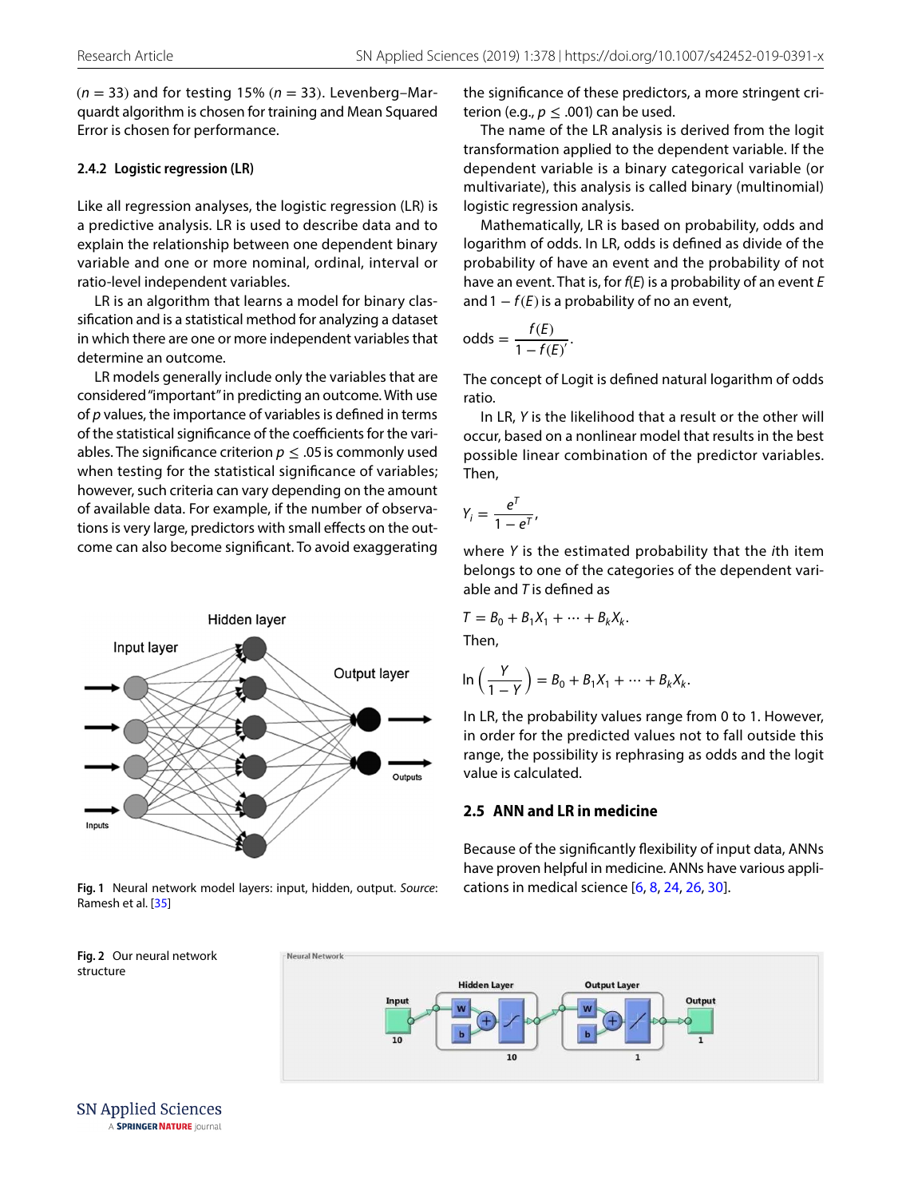($n = 33$) and for testing 15% ($n = 33$). Levenberg–Marquardt algorithm is chosen for training and Mean Squared Error is chosen for performance.

### 2.4.2 Logistic regression (LR)

Like all regression analyses, the logistic regression (LR) is a predictive analysis. LR is used to describe data and to explain the relationship between one dependent binary variable and one or more nominal, ordinal, interval or ratio-level independent variables.

LR is an algorithm that learns a model for binary classification and is a statistical method for analyzing a dataset in which there are one or more independent variables that determine an outcome.

LR models generally include only the variables that are considered "important" in predicting an outcome. With use of *p* values, the importance of variables is defined in terms of the statistical significance of the coefficients for the variables. The significance criterion $p \leq .05$ is commonly used when testing for the statistical significance of variables; however, such criteria can vary depending on the amount of available data. For example, if the number of observations is very large, predictors with small effects on the outcome can also become significant. To avoid exaggerating the significance of these predictors, a more stringent criterion (e.g., $p \leq .001$) can be used.

The name of the LR analysis is derived from the logit transformation applied to the dependent variable. If the dependent variable is a binary categorical variable (or multivariate), this analysis is called binary (multinomial) logistic regression analysis.

Mathematically, LR is based on probability, odds and logarithm of odds. In LR, odds is defined as divide of the probability of have an event and the probability of not have an event. That is, for $f(E)$ is a probability of an event $E$ and $1 - f(E)$ is a probability of no an event,

$$\text{odds} = \frac{f(E)}{1 - f(E)'}.$$

The concept of Logit is defined natural logarithm of odds ratio.

In LR, $Y$ is the likelihood that a result or the other will occur, based on a nonlinear model that results in the best possible linear combination of the predictor variables. Then,

$$Y_i = \frac{e^T}{1 - e^T},$$

where $Y$ is the estimated probability that the $i$th item belongs to one of the categories of the dependent variable and $T$ is defined as

$$T = B_0 + B_1X_1 + \cdots + B_kX_k.$$

Then,

$$\ln\left(\frac{Y}{1 - Y}\right) = B_0 + B_1X_1 + \cdots + B_kX_k.$$

In LR, the probability values range from 0 to 1. However, in order for the predicted values not to fall outside this range, the possibility is rephrasing as odds and the logit value is calculated.

## 2.5 ANN and LR in medicine

Because of the significantly flexibility of input data, ANNs have proven helpful in medicine. ANNs have various applications in medical science [6, 8, 24, 26, 30].

**Fig. 1** Neural network model layers: input, hidden, output. *Source*: Ramesh et al. [35]

**Fig. 2** Our neural network structure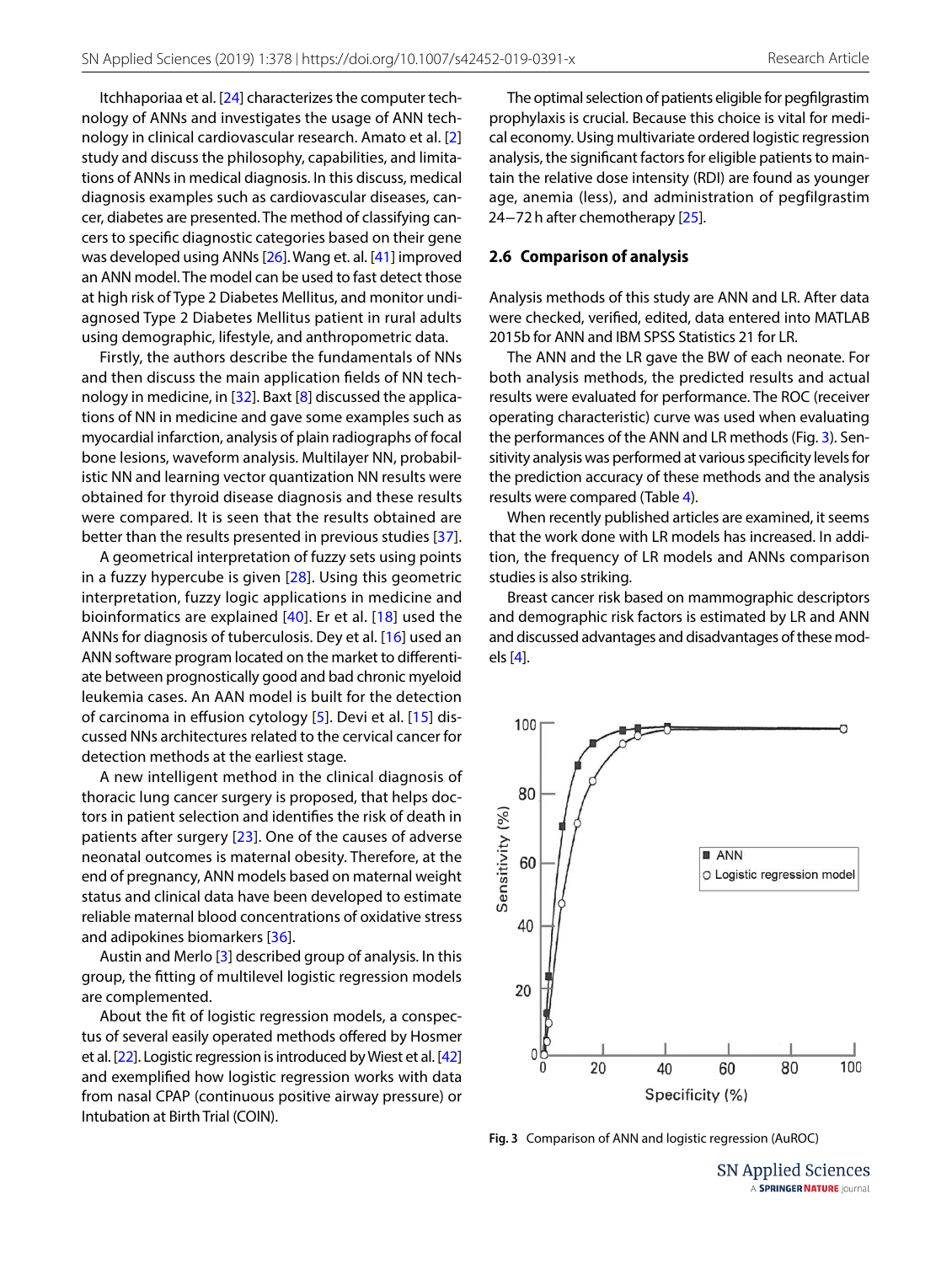Itchhaporiaa et al. [24] characterizes the computer technology of ANNs and investigates the usage of ANN technology in clinical cardiovascular research. Amato et al. [2] study and discuss the philosophy, capabilities, and limitations of ANNs in medical diagnosis. In this discuss, medical diagnosis examples such as cardiovascular diseases, cancer, diabetes are presented. The method of classifying cancers to specific diagnostic categories based on their gene was developed using ANNs [26]. Wang et. al. [41] improved an ANN model. The model can be used to fast detect those at high risk of Type 2 Diabetes Mellitus, and monitor undiagnosed Type 2 Diabetes Mellitus patient in rural adults using demographic, lifestyle, and anthropometric data.

Firstly, the authors describe the fundamentals of NNs and then discuss the main application fields of NN technology in medicine, in [32]. Baxt [8] discussed the applications of NN in medicine and gave some examples such as myocardial infarction, analysis of plain radiographs of focal bone lesions, waveform analysis. Multilayer NN, probabilistic NN and learning vector quantization NN results were obtained for thyroid disease diagnosis and these results were compared. It is seen that the results obtained are better than the results presented in previous studies [37].

A geometrical interpretation of fuzzy sets using points in a fuzzy hypercube is given [28]. Using this geometric interpretation, fuzzy logic applications in medicine and bioinformatics are explained [40]. Er et al. [18] used the ANNs for diagnosis of tuberculosis. Dey et al. [16] used an ANN software program located on the market to differentiate between prognostically good and bad chronic myeloid leukemia cases. An AAN model is built for the detection of carcinoma in effusion cytology [5]. Devi et al. [15] discussed NNs architectures related to the cervical cancer for detection methods at the earliest stage.

A new intelligent method in the clinical diagnosis of thoracic lung cancer surgery is proposed, that helps doctors in patient selection and identifies the risk of death in patients after surgery [23]. One of the causes of adverse neonatal outcomes is maternal obesity. Therefore, at the end of pregnancy, ANN models based on maternal weight status and clinical data have been developed to estimate reliable maternal blood concentrations of oxidative stress and adipokines biomarkers [36].

Austin and Merlo [3] described group of analysis. In this group, the fitting of multilevel logistic regression models are complemented.

About the fit of logistic regression models, a conspectus of several easily operated methods offered by Hosmer et al. [22]. Logistic regression is introduced by Wiest et al. [42] and exemplified how logistic regression works with data from nasal CPAP (continuous positive airway pressure) or Intubation at Birth Trial (COIN).

The optimal selection of patients eligible for pegfilgrastim prophylaxis is crucial. Because this choice is vital for medical economy. Using multivariate ordered logistic regression analysis, the significant factors for eligible patients to maintain the relative dose intensity (RDI) are found as younger age, anemia (less), and administration of pegfilgrastim 24–72 h after chemotherapy [25].

### 2.6 Comparison of analysis

Analysis methods of this study are ANN and LR. After data were checked, verified, edited, data entered into MATLAB 2015b for ANN and IBM SPSS Statistics 21 for LR.

The ANN and the LR gave the BW of each neonate. For both analysis methods, the predicted results and actual results were evaluated for performance. The ROC (receiver operating characteristic) curve was used when evaluating the performances of the ANN and LR methods (Fig. 3). Sensitivity analysis was performed at various specificity levels for the prediction accuracy of these methods and the analysis results were compared (Table 4).

When recently published articles are examined, it seems that the work done with LR models has increased. In addition, the frequency of LR models and ANNs comparison studies is also striking.

Breast cancer risk based on mammographic descriptors and demographic risk factors is estimated by LR and ANN and discussed advantages and disadvantages of these models [4].

**Fig. 3** Comparison of ANN and logistic regression (AuROC)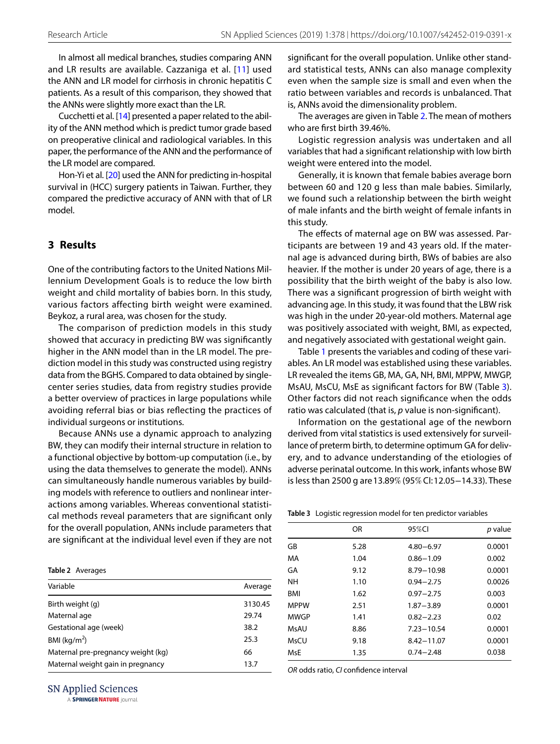In almost all medical branches, studies comparing ANN and LR results are available. Cazzaniga et al. [11] used the ANN and LR model for cirrhosis in chronic hepatitis C patients. As a result of this comparison, they showed that the ANNs were slightly more exact than the LR.

Cucchetti et al. [14] presented a paper related to the ability of the ANN method which is predict tumor grade based on preoperative clinical and radiological variables. In this paper, the performance of the ANN and the performance of the LR model are compared.

Hon-Yi et al. [20] used the ANN for predicting in-hospital survival in (HCC) surgery patients in Taiwan. Further, they compared the predictive accuracy of ANN with that of LR model.

## 3 Results

One of the contributing factors to the United Nations Millennium Development Goals is to reduce the low birth weight and child mortality of babies born. In this study, various factors affecting birth weight were examined. Beykoz, a rural area, was chosen for the study.

The comparison of prediction models in this study showed that accuracy in predicting BW was significantly higher in the ANN model than in the LR model. The prediction model in this study was constructed using registry data from the BGHS. Compared to data obtained by single-center series studies, data from registry studies provide a better overview of practices in large populations while avoiding referral bias or bias reflecting the practices of individual surgeons or institutions.

Because ANNs use a dynamic approach to analyzing BW, they can modify their internal structure in relation to a functional objective by bottom-up computation (i.e., by using the data themselves to generate the model). ANNs can simultaneously handle numerous variables by building models with reference to outliers and nonlinear interactions among variables. Whereas conventional statistical methods reveal parameters that are significant only for the overall population, ANNs include parameters that are significant at the individual level even if they are not significant for the overall population. Unlike other standard statistical tests, ANNs can also manage complexity even when the sample size is small and even when the ratio between variables and records is unbalanced. That is, ANNs avoid the dimensionality problem.

**Table 2** Averages

| Variable | Average |
|---|---|
| Birth weight (g) | 3130.45 |
| Maternal age | 29.74 |
| Gestational age (week) | 38.2 |
| BMI (kg/m$^2$) | 25.3 |
| Maternal pre-pregnancy weight (kg) | 66 |
| Maternal weight gain in pregnancy | 13.7 |

The averages are given in Table 2. The mean of mothers who are first birth 39.46%.

Logistic regression analysis was undertaken and all variables that had a significant relationship with low birth weight were entered into the model.

Generally, it is known that female babies average born between 60 and 120 g less than male babies. Similarly, we found such a relationship between the birth weight of male infants and the birth weight of female infants in this study.

The effects of maternal age on BW was assessed. Participants are between 19 and 43 years old. If the maternal age is advanced during birth, BWs of babies are also heavier. If the mother is under 20 years of age, there is a possibility that the birth weight of the baby is also low. There was a significant progression of birth weight with advancing age. In this study, it was found that the LBW risk was high in the under 20-year-old mothers. Maternal age was positively associated with weight, BMI, as expected, and negatively associated with gestational weight gain.

Table 1 presents the variables and coding of these variables. An LR model was established using these variables. LR revealed the items GB, MA, GA, NH, BMI, MPPW, MWGP, MsAU, MsCU, MsE as significant factors for BW (Table 3). Other factors did not reach significance when the odds ratio was calculated (that is, *p* value is non-significant).

Information on the gestational age of the newborn derived from vital statistics is used extensively for surveillance of preterm birth, to determine optimum GA for delivery, and to advance understanding of the etiologies of adverse perinatal outcome. In this work, infants whose BW is less than 2500 g are 13.89% (95% CI: 12.05–14.33). These

**Table 3** Logistic regression model for ten predictor variables

| | OR | 95%CI | *p* value |
|---|---|---|---|
| GB | 5.28 | 4.80–6.97 | 0.0001 |
| MA | 1.04 | 0.86–1.09 | 0.002 |
| GA | 9.12 | 8.79–10.98 | 0.0001 |
| NH | 1.10 | 0.94–2.75 | 0.0026 |
| BMI | 1.62 | 0.97–2.75 | 0.003 |
| MPPW | 2.51 | 1.87–3.89 | 0.0001 |
| MWGP | 1.41 | 0.82–2.23 | 0.02 |
| MsAU | 8.86 | 7.23–10.54 | 0.0001 |
| MsCU | 9.18 | 8.42–11.07 | 0.0001 |
| MsE | 1.35 | 0.74–2.48 | 0.038 |

*OR* odds ratio, *CI* confidence interval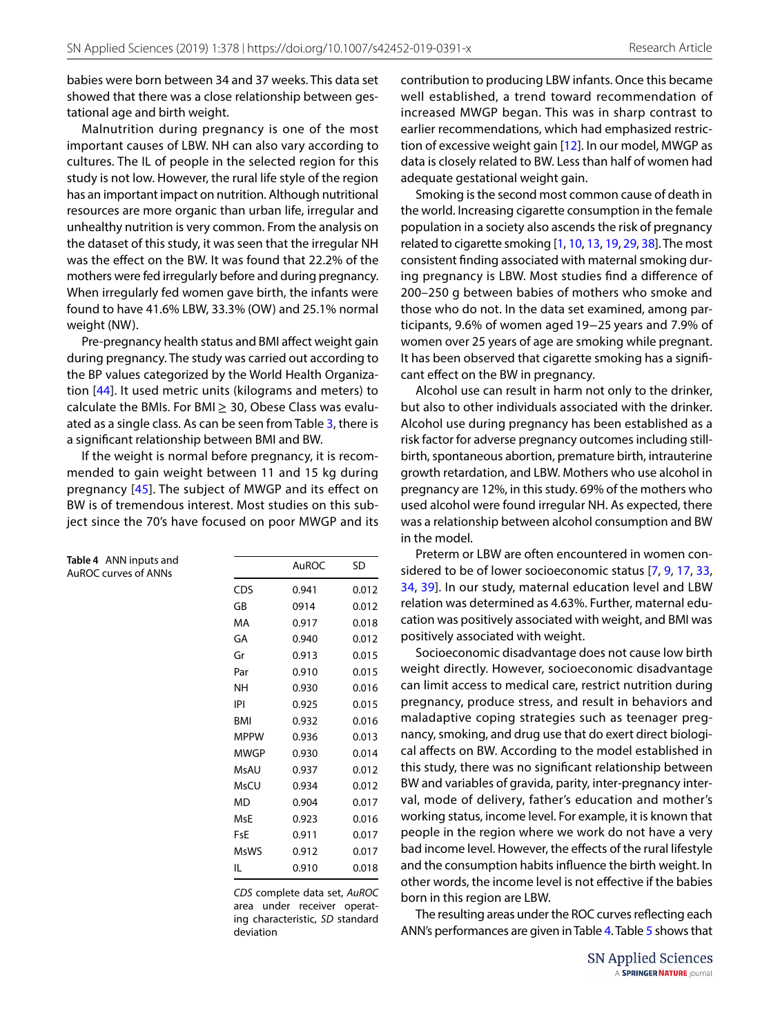babies were born between 34 and 37 weeks. This data set showed that there was a close relationship between gestational age and birth weight.

Malnutrition during pregnancy is one of the most important causes of LBW. NH can also vary according to cultures. The IL of people in the selected region for this study is not low. However, the rural life style of the region has an important impact on nutrition. Although nutritional resources are more organic than urban life, irregular and unhealthy nutrition is very common. From the analysis on the dataset of this study, it was seen that the irregular NH was the effect on the BW. It was found that 22.2% of the mothers were fed irregularly before and during pregnancy. When irregularly fed women gave birth, the infants were found to have 41.6% LBW, 33.3% (OW) and 25.1% normal weight (NW).

Pre-pregnancy health status and BMI affect weight gain during pregnancy. The study was carried out according to the BP values categorized by the World Health Organization [44]. It used metric units (kilograms and meters) to calculate the BMIs. For BMI ≥ 30, Obese Class was evaluated as a single class. As can be seen from Table 3, there is a significant relationship between BMI and BW.

If the weight is normal before pregnancy, it is recommended to gain weight between 11 and 15 kg during pregnancy [45]. The subject of MWGP and its effect on BW is of tremendous interest. Most studies on this subject since the 70's have focused on poor MWGP and its contribution to producing LBW infants. Once this became well established, a trend toward recommendation of increased MWGP began. This was in sharp contrast to earlier recommendations, which had emphasized restriction of excessive weight gain [12]. In our model, MWGP as data is closely related to BW. Less than half of women had adequate gestational weight gain.

**Table 4** ANN inputs and AuROC curves of ANNs

| | AuROC | SD |
|---|---|---|
| CDS | 0.941 | 0.012 |
| GB | 0914 | 0.012 |
| MA | 0.917 | 0.018 |
| GA | 0.940 | 0.012 |
| Gr | 0.913 | 0.015 |
| Par | 0.910 | 0.015 |
| NH | 0.930 | 0.016 |
| IPI | 0.925 | 0.015 |
| BMI | 0.932 | 0.016 |
| MPPW | 0.936 | 0.013 |
| MWGP | 0.930 | 0.014 |
| MsAU | 0.937 | 0.012 |
| MsCU | 0.934 | 0.012 |
| MD | 0.904 | 0.017 |
| MsE | 0.923 | 0.016 |
| FsE | 0.911 | 0.017 |
| MsWS | 0.912 | 0.017 |
| IL | 0.910 | 0.018 |

*CDS* complete data set, *AuROC* area under receiver operating characteristic, *SD* standard deviation

Smoking is the second most common cause of death in the world. Increasing cigarette consumption in the female population in a society also ascends the risk of pregnancy related to cigarette smoking [1, 10, 13, 19, 29, 38]. The most consistent finding associated with maternal smoking during pregnancy is LBW. Most studies find a difference of 200–250 g between babies of mothers who smoke and those who do not. In the data set examined, among participants, 9.6% of women aged 19−25 years and 7.9% of women over 25 years of age are smoking while pregnant. It has been observed that cigarette smoking has a significant effect on the BW in pregnancy.

Alcohol use can result in harm not only to the drinker, but also to other individuals associated with the drinker. Alcohol use during pregnancy has been established as a risk factor for adverse pregnancy outcomes including stillbirth, spontaneous abortion, premature birth, intrauterine growth retardation, and LBW. Mothers who use alcohol in pregnancy are 12%, in this study. 69% of the mothers who used alcohol were found irregular NH. As expected, there was a relationship between alcohol consumption and BW in the model.

Preterm or LBW are often encountered in women considered to be of lower socioeconomic status [7, 9, 17, 33, 34, 39]. In our study, maternal education level and LBW relation was determined as 4.63%. Further, maternal education was positively associated with weight, and BMI was positively associated with weight.

Socioeconomic disadvantage does not cause low birth weight directly. However, socioeconomic disadvantage can limit access to medical care, restrict nutrition during pregnancy, produce stress, and result in behaviors and maladaptive coping strategies such as teenager pregnancy, smoking, and drug use that do exert direct biological affects on BW. According to the model established in this study, there was no significant relationship between BW and variables of gravida, parity, inter-pregnancy interval, mode of delivery, father's education and mother's working status, income level. For example, it is known that people in the region where we work do not have a very bad income level. However, the effects of the rural lifestyle and the consumption habits influence the birth weight. In other words, the income level is not effective if the babies born in this region are LBW.

The resulting areas under the ROC curves reflecting each ANN's performances are given in Table 4. Table 5 shows that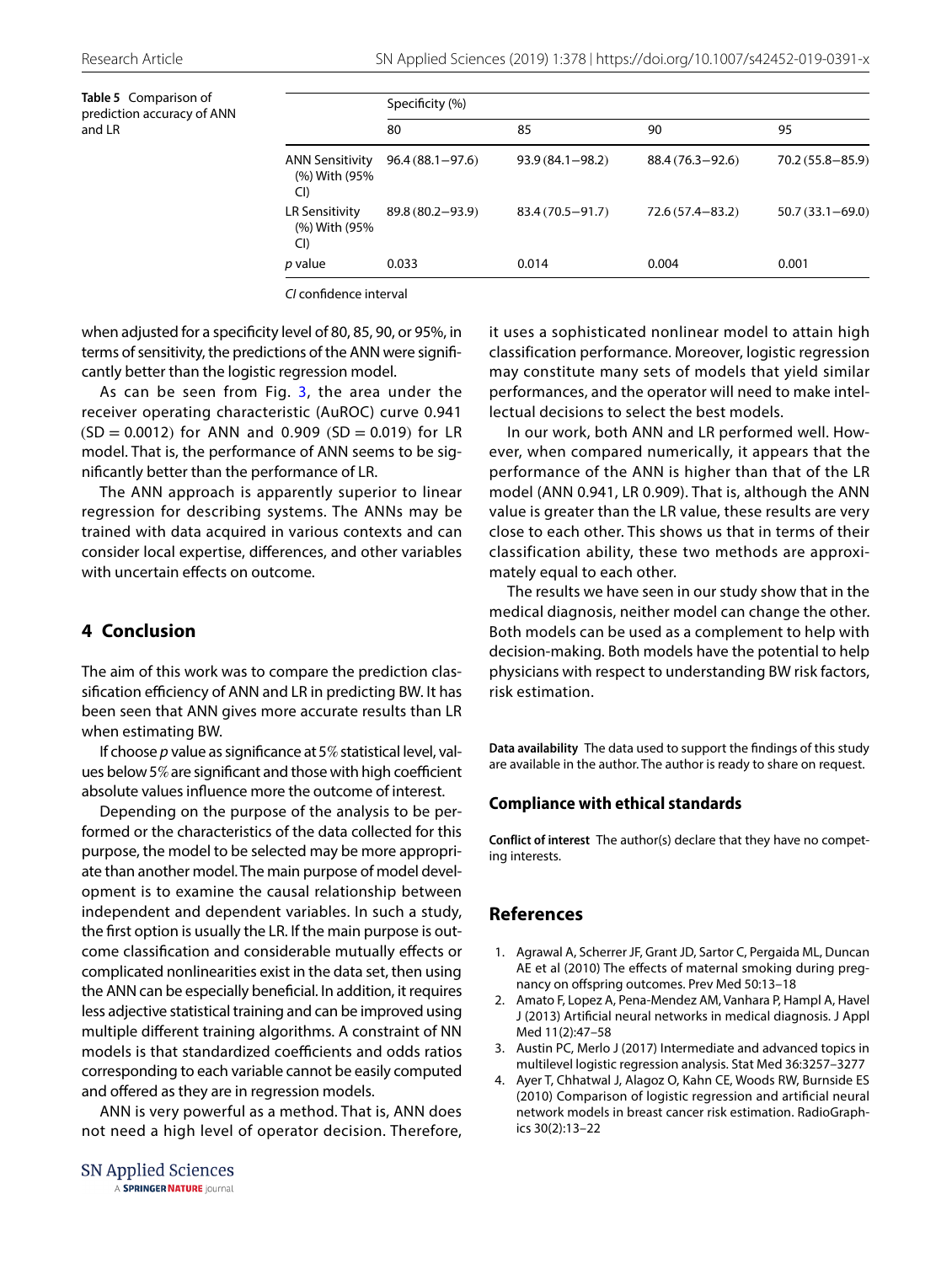**Table 5** Comparison of prediction accuracy of ANN and LR

| | Specificity (%) | | | |
|---|---|---|---|---|
| | 80 | 85 | 90 | 95 |
| ANN Sensitivity (%) With (95% CI) | 96.4 (88.1–97.6) | 93.9 (84.1–98.2) | 88.4 (76.3–92.6) | 70.2 (55.8–85.9) |
| LR Sensitivity (%) With (95% CI) | 89.8 (80.2–93.9) | 83.4 (70.5–91.7) | 72.6 (57.4–83.2) | 50.7 (33.1–69.0) |
| *p* value | 0.033 | 0.014 | 0.004 | 0.001 |

*CI* confidence interval

when adjusted for a specificity level of 80, 85, 90, or 95%, in terms of sensitivity, the predictions of the ANN were significantly better than the logistic regression model.

As can be seen from Fig. 3, the area under the receiver operating characteristic (AuROC) curve 0.941 (SD = 0.0012) for ANN and 0.909 (SD = 0.019) for LR model. That is, the performance of ANN seems to be significantly better than the performance of LR.

The ANN approach is apparently superior to linear regression for describing systems. The ANNs may be trained with data acquired in various contexts and can consider local expertise, differences, and other variables with uncertain effects on outcome.

## 4 Conclusion

The aim of this work was to compare the prediction classification efficiency of ANN and LR in predicting BW. It has been seen that ANN gives more accurate results than LR when estimating BW.

If choose *p* value as significance at 5% statistical level, values below 5% are significant and those with high coefficient absolute values influence more the outcome of interest.

Depending on the purpose of the analysis to be performed or the characteristics of the data collected for this purpose, the model to be selected may be more appropriate than another model. The main purpose of model development is to examine the causal relationship between independent and dependent variables. In such a study, the first option is usually the LR. If the main purpose is outcome classification and considerable mutually effects or complicated nonlinearities exist in the data set, then using the ANN can be especially beneficial. In addition, it requires less adjective statistical training and can be improved using multiple different training algorithms. A constraint of NN models is that standardized coefficients and odds ratios corresponding to each variable cannot be easily computed and offered as they are in regression models.

ANN is very powerful as a method. That is, ANN does not need a high level of operator decision. Therefore, it uses a sophisticated nonlinear model to attain high classification performance. Moreover, logistic regression may constitute many sets of models that yield similar performances, and the operator will need to make intellectual decisions to select the best models.

In our work, both ANN and LR performed well. However, when compared numerically, it appears that the performance of the ANN is higher than that of the LR model (ANN 0.941, LR 0.909). That is, although the ANN value is greater than the LR value, these results are very close to each other. This shows us that in terms of their classification ability, these two methods are approximately equal to each other.

The results we have seen in our study show that in the medical diagnosis, neither model can change the other. Both models can be used as a complement to help with decision-making. Both models have the potential to help physicians with respect to understanding BW risk factors, risk estimation.

**Data availability** The data used to support the findings of this study are available in the author. The author is ready to share on request.

### Compliance with ethical standards

**Conflict of interest** The author(s) declare that they have no competing interests.

## References

1. Agrawal A, Scherrer JF, Grant JD, Sartor C, Pergaida ML, Duncan AE et al (2010) The effects of maternal smoking during pregnancy on offspring outcomes. Prev Med 50:13–18
2. Amato F, Lopez A, Pena-Mendez AM, Vanhara P, Hampl A, Havel J (2013) Artificial neural networks in medical diagnosis. J Appl Med 11(2):47–58
3. Austin PC, Merlo J (2017) Intermediate and advanced topics in multilevel logistic regression analysis. Stat Med 36:3257–3277
4. Ayer T, Chhatwal J, Alagoz O, Kahn CE, Woods RW, Burnside ES (2010) Comparison of logistic regression and artificial neural network models in breast cancer risk estimation. RadioGraphics 30(2):13–22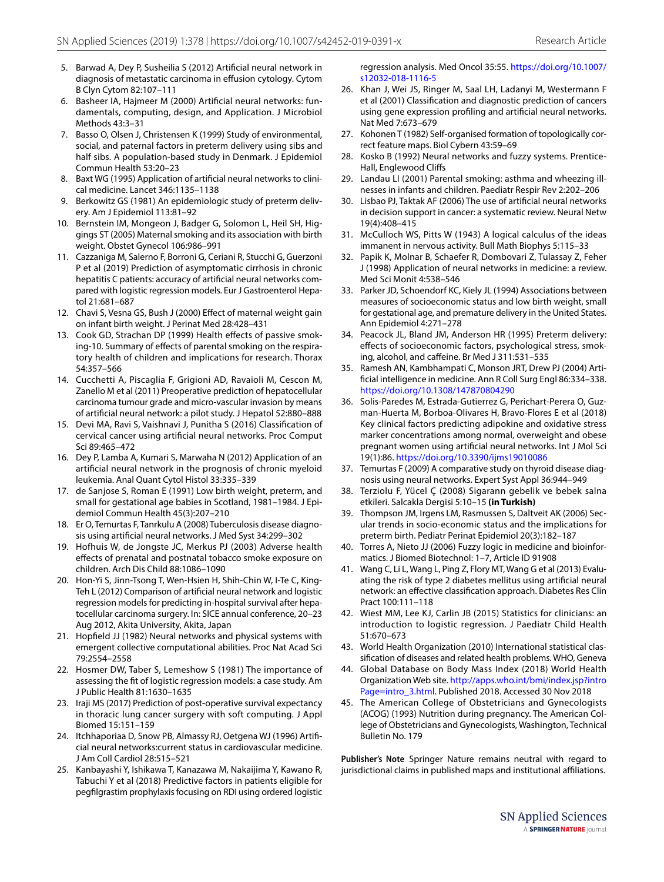5. Barwad A, Dey P, Susheilia S (2012) Artificial neural network in diagnosis of metastatic carcinoma in effusion cytology. Cytom B Clyn Cytom 82:107–111
6. Basheer IA, Hajmeer M (2000) Artificial neural networks: fundamentals, computing, design, and Application. J Microbiol Methods 43:3–31
7. Basso O, Olsen J, Christensen K (1999) Study of environmental, social, and paternal factors in preterm delivery using sibs and half sibs. A population-based study in Denmark. J Epidemiol Commun Health 53:20–23
8. Baxt WG (1995) Application of artificial neural networks to clinical medicine. Lancet 346:1135–1138
9. Berkowitz GS (1981) An epidemiologic study of preterm delivery. Am J Epidemiol 113:81–92
10. Bernstein IM, Mongeon J, Badger G, Solomon L, Heil SH, Higgings ST (2005) Maternal smoking and its association with birth weight. Obstet Gynecol 106:986–991
11. Cazzaniga M, Salerno F, Borroni G, Ceriani R, Stucchi G, Guerzoni P et al (2019) Prediction of asymptomatic cirrhosis in chronic hepatitis C patients: accuracy of artificial neural networks compared with logistic regression models. Eur J Gastroenterol Hepatol 21:681–687
12. Chavi S, Vesna GS, Bush J (2000) Effect of maternal weight gain on infant birth weight. J Perinat Med 28:428–431
13. Cook GD, Strachan DP (1999) Health effects of passive smoking-10. Summary of effects of parental smoking on the respiratory health of children and implications for research. Thorax 54:357–566
14. Cucchetti A, Piscaglia F, Grigioni AD, Ravaioli M, Cescon M, Zanello M et al (2011) Preoperative prediction of hepatocellular carcinoma tumour grade and micro-vascular invasion by means of artificial neural network: a pilot study. J Hepatol 52:880–888
15. Devi MA, Ravi S, Vaishnavi J, Punitha S (2016) Classification of cervical cancer using artificial neural networks. Proc Comput Sci 89:465–472
16. Dey P, Lamba A, Kumari S, Marwaha N (2012) Application of an artificial neural network in the prognosis of chronic myeloid leukemia. Anal Quant Cytol Histol 33:335–339
17. de Sanjose S, Roman E (1991) Low birth weight, preterm, and small for gestational age babies in Scotland, 1981–1984. J Epidemiol Commun Health 45(3):207–210
18. Er O, Temurtas F, Tanrkulu A (2008) Tuberculosis disease diagnosis using artificial neural networks. J Med Syst 34:299–302
19. Hofhuis W, de Jongste JC, Merkus PJ (2003) Adverse health effects of prenatal and postnatal tobacco smoke exposure on children. Arch Dis Child 88:1086–1090
20. Hon-Yi S, Jinn-Tsong T, Wen-Hsien H, Shih-Chin W, I-Te C, King-Teh L (2012) Comparison of artificial neural network and logistic regression models for predicting in-hospital survival after hepatocellular carcinoma surgery. In: SICE annual conference, 20–23 Aug 2012, Akita University, Akita, Japan
21. Hopfield JJ (1982) Neural networks and physical systems with emergent collective computational abilities. Proc Nat Acad Sci 79:2554–2558
22. Hosmer DW, Taber S, Lemeshow S (1981) The importance of assessing the fit of logistic regression models: a case study. Am J Public Health 81:1630–1635
23. Iraji MS (2017) Prediction of post-operative survival expectancy in thoracic lung cancer surgery with soft computing. J Appl Biomed 15:151–159
24. Itchhaporiaa D, Snow PB, Almassy RJ, Oetgena WJ (1996) Artificial neural networks:current status in cardiovascular medicine. J Am Coll Cardiol 28:515–521
25. Kanbayashi Y, Ishikawa T, Kanazawa M, Nakaijima Y, Kawano R, Tabuchi Y et al (2018) Predictive factors in patients eligible for pegfilgrastim prophylaxis focusing on RDI using ordered logistic regression analysis. Med Oncol 35:55. https://doi.org/10.1007/s12032-018-1116-5
26. Khan J, Wei JS, Ringer M, Saal LH, Ladanyi M, Westermann F et al (2001) Classification and diagnostic prediction of cancers using gene expression profiling and artificial neural networks. Nat Med 7:673–679
27. Kohonen T (1982) Self-organised formation of topologically correct feature maps. Biol Cybern 43:59–69
28. Kosko B (1992) Neural networks and fuzzy systems. Prentice-Hall, Englewood Cliffs
29. Landau LI (2001) Parental smoking: asthma and wheezing illnesses in infants and children. Paediatr Respir Rev 2:202–206
30. Lisbao PJ, Taktak AF (2006) The use of artificial neural networks in decision support in cancer: a systematic review. Neural Netw 19(4):408–415
31. McCulloch WS, Pitts W (1943) A logical calculus of the ideas immanent in nervous activity. Bull Math Biophys 5:115–33
32. Papik K, Molnar B, Schaefer R, Dombovari Z, Tulassay Z, Feher J (1998) Application of neural networks in medicine: a review. Med Sci Monit 4:538–546
33. Parker JD, Schoendorf KC, Kiely JL (1994) Associations between measures of socioeconomic status and low birth weight, small for gestational age, and premature delivery in the United States. Ann Epidemiol 4:271–278
34. Peacock JL, Bland JM, Anderson HR (1995) Preterm delivery: effects of socioeconomic factors, psychological stress, smoking, alcohol, and caffeine. Br Med J 311:531–535
35. Ramesh AN, Kambhampati C, Monson JRT, Drew PJ (2004) Artificial intelligence in medicine. Ann R Coll Surg Engl 86:334–338. https://doi.org/10.1308/147870804290
36. Solis-Paredes M, Estrada-Gutierrez G, Perichart-Perera O, Guzman-Huerta M, Borboa-Olivares H, Bravo-Flores E et al (2018) Key clinical factors predicting adipokine and oxidative stress marker concentrations among normal, overweight and obese pregnant women using artificial neural networks. Int J Mol Sci 19(1):86. https://doi.org/10.3390/ijms19010086
37. Temurtas F (2009) A comparative study on thyroid disease diagnosis using neural networks. Expert Syst Appl 36:944–949
38. Terziolu F, Yücel Ç (2008) Sigarann gebelik ve bebek salna etkileri. Salcakla Dergisi 5:10–15 **(in Turkish)**
39. Thompson JM, Irgens LM, Rasmussen S, Daltveit AK (2006) Secular trends in socio-economic status and the implications for preterm birth. Pediatr Perinat Epidemiol 20(3):182–187
40. Torres A, Nieto JJ (2006) Fuzzy logic in medicine and bioinformatics. J Biomed Biotechnol: 1–7, Article ID 91908
41. Wang C, Li L, Wang L, Ping Z, Flory MT, Wang G et al (2013) Evaluating the risk of type 2 diabetes mellitus using artificial neural network: an effective classification approach. Diabetes Res Clin Pract 100:111–118
42. Wiest MM, Lee KJ, Carlin JB (2015) Statistics for clinicians: an introduction to logistic regression. J Paediatr Child Health 51:670–673
43. World Health Organization (2010) International statistical classification of diseases and related health problems. WHO, Geneva
44. Global Database on Body Mass Index (2018) World Health Organization Web site. http://apps.who.int/bmi/index.jsp?introPage=intro_3.html. Published 2018. Accessed 30 Nov 2018
45. The American College of Obstetricians and Gynecologists (ACOG) (1993) Nutrition during pregnancy. The American College of Obstetricians and Gynecologists, Washington, Technical Bulletin No. 179

**Publisher's Note** Springer Nature remains neutral with regard to jurisdictional claims in published maps and institutional affiliations.